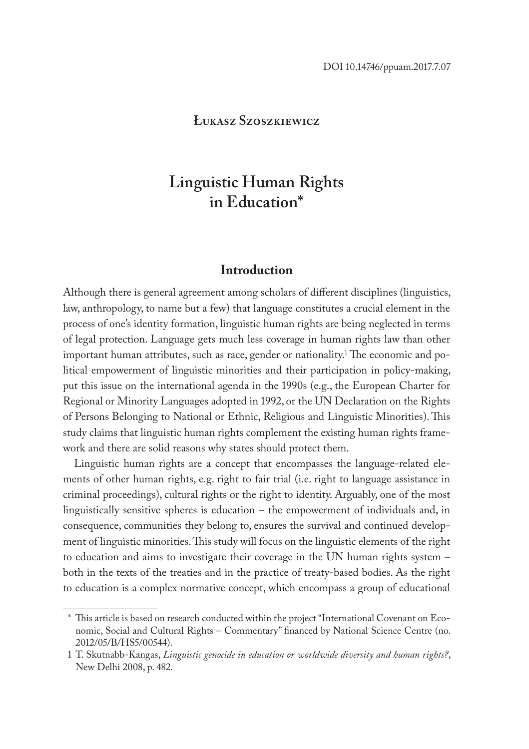DOI 10.14746/ppuam.2017.7.07

**Łukasz Szoszkiewicz**

# Linguistic Human Rights in Education*

## Introduction

Although there is general agreement among scholars of different disciplines (linguistics, law, anthropology, to name but a few) that language constitutes a crucial element in the process of one's identity formation, linguistic human rights are being neglected in terms of legal protection. Language gets much less coverage in human rights law than other important human attributes, such as race, gender or nationality.[1] The economic and political empowerment of linguistic minorities and their participation in policy-making, put this issue on the international agenda in the 1990s (e.g., the European Charter for Regional or Minority Languages adopted in 1992, or the UN Declaration on the Rights of Persons Belonging to National or Ethnic, Religious and Linguistic Minorities). This study claims that linguistic human rights complement the existing human rights framework and there are solid reasons why states should protect them.

Linguistic human rights are a concept that encompasses the language-related elements of other human rights, e.g. right to fair trial (i.e. right to language assistance in criminal proceedings), cultural rights or the right to identity. Arguably, one of the most linguistically sensitive spheres is education – the empowerment of individuals and, in consequence, communities they belong to, ensures the survival and continued development of linguistic minorities. This study will focus on the linguistic elements of the right to education and aims to investigate their coverage in the UN human rights system – both in the texts of the treaties and in the practice of treaty-based bodies. As the right to education is a complex normative concept, which encompass a group of educational

---

\* This article is based on research conducted within the project "International Covenant on Economic, Social and Cultural Rights – Commentary" financed by National Science Centre (no. 2012/05/B/HS5/00544).

1 T. Skutnabb-Kangas, *Linguistic genocide in education or worldwide diversity and human rights?*, New Delhi 2008, p. 482.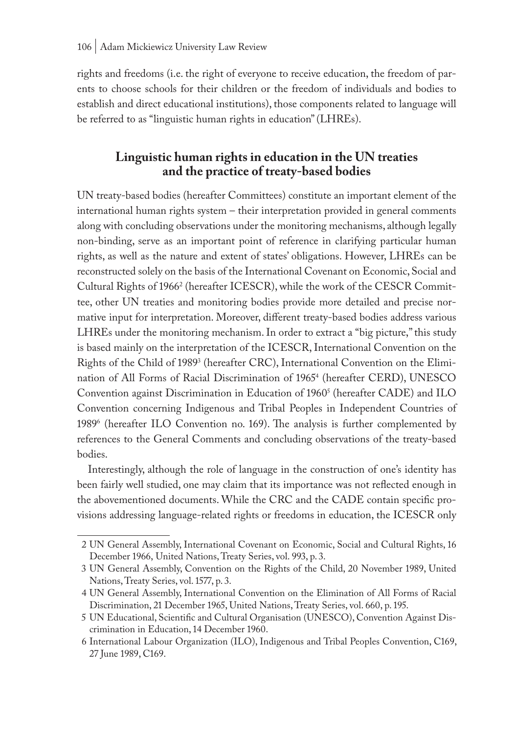rights and freedoms (i.e. the right of everyone to receive education, the freedom of parents to choose schools for their children or the freedom of individuals and bodies to establish and direct educational institutions), those components related to language will be referred to as "linguistic human rights in education" (LHREs).

## Linguistic human rights in education in the UN treaties and the practice of treaty-based bodies

UN treaty-based bodies (hereafter Committees) constitute an important element of the international human rights system – their interpretation provided in general comments along with concluding observations under the monitoring mechanisms, although legally non-binding, serve as an important point of reference in clarifying particular human rights, as well as the nature and extent of states' obligations. However, LHREs can be reconstructed solely on the basis of the International Covenant on Economic, Social and Cultural Rights of 1966[2] (hereafter ICESCR), while the work of the CESCR Committee, other UN treaties and monitoring bodies provide more detailed and precise normative input for interpretation. Moreover, different treaty-based bodies address various LHREs under the monitoring mechanism. In order to extract a "big picture," this study is based mainly on the interpretation of the ICESCR, International Convention on the Rights of the Child of 1989[3] (hereafter CRC), International Convention on the Elimination of All Forms of Racial Discrimination of 1965[4] (hereafter CERD), UNESCO Convention against Discrimination in Education of 1960[5] (hereafter CADE) and ILO Convention concerning Indigenous and Tribal Peoples in Independent Countries of 1989[6] (hereafter ILO Convention no. 169). The analysis is further complemented by references to the General Comments and concluding observations of the treaty-based bodies.

Interestingly, although the role of language in the construction of one's identity has been fairly well studied, one may claim that its importance was not reflected enough in the abovementioned documents. While the CRC and the CADE contain specific provisions addressing language-related rights or freedoms in education, the ICESCR only

---

2 UN General Assembly, International Covenant on Economic, Social and Cultural Rights, 16 December 1966, United Nations, Treaty Series, vol. 993, p. 3.

3 UN General Assembly, Convention on the Rights of the Child, 20 November 1989, United Nations, Treaty Series, vol. 1577, p. 3.

4 UN General Assembly, International Convention on the Elimination of All Forms of Racial Discrimination, 21 December 1965, United Nations, Treaty Series, vol. 660, p. 195.

5 UN Educational, Scientific and Cultural Organisation (UNESCO), Convention Against Discrimination in Education, 14 December 1960.

6 International Labour Organization (ILO), Indigenous and Tribal Peoples Convention, C169, 27 June 1989, C169.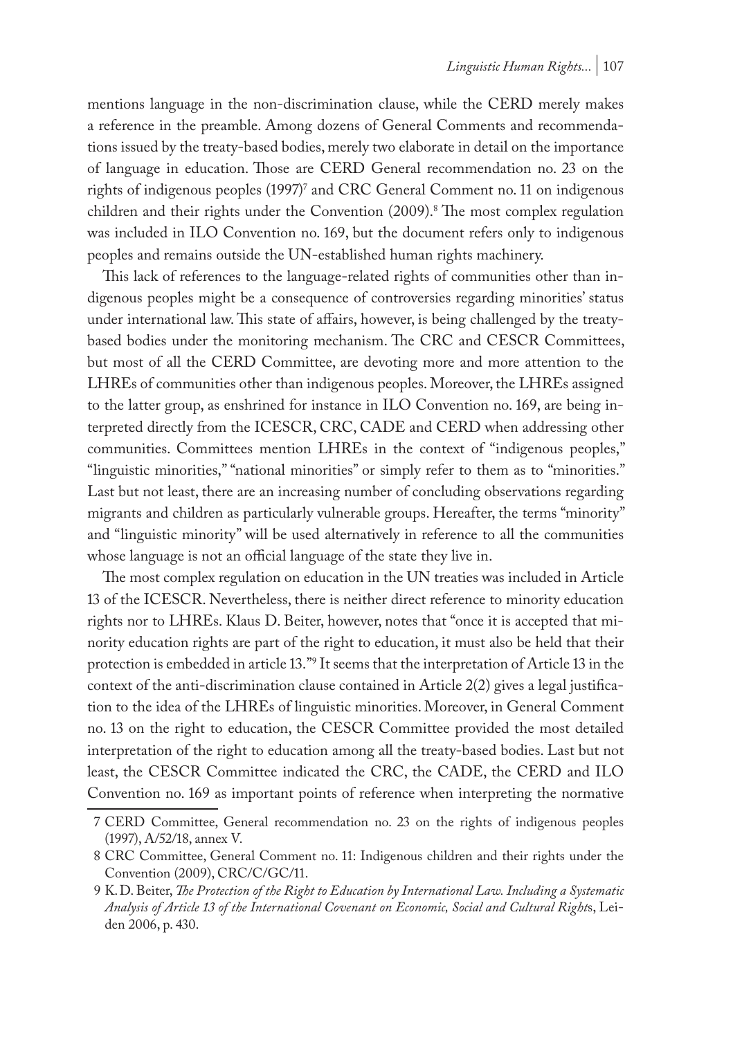mentions language in the non-discrimination clause, while the CERD merely makes a reference in the preamble. Among dozens of General Comments and recommendations issued by the treaty-based bodies, merely two elaborate in detail on the importance of language in education. Those are CERD General recommendation no. 23 on the rights of indigenous peoples (1997)[7] and CRC General Comment no. 11 on indigenous children and their rights under the Convention (2009).[8] The most complex regulation was included in ILO Convention no. 169, but the document refers only to indigenous peoples and remains outside the UN-established human rights machinery.

This lack of references to the language-related rights of communities other than indigenous peoples might be a consequence of controversies regarding minorities' status under international law. This state of affairs, however, is being challenged by the treaty-based bodies under the monitoring mechanism. The CRC and CESCR Committees, but most of all the CERD Committee, are devoting more and more attention to the LHREs of communities other than indigenous peoples. Moreover, the LHREs assigned to the latter group, as enshrined for instance in ILO Convention no. 169, are being interpreted directly from the ICESCR, CRC, CADE and CERD when addressing other communities. Committees mention LHREs in the context of "indigenous peoples," "linguistic minorities," "national minorities" or simply refer to them as to "minorities." Last but not least, there are an increasing number of concluding observations regarding migrants and children as particularly vulnerable groups. Hereafter, the terms "minority" and "linguistic minority" will be used alternatively in reference to all the communities whose language is not an official language of the state they live in.

The most complex regulation on education in the UN treaties was included in Article 13 of the ICESCR. Nevertheless, there is neither direct reference to minority education rights nor to LHREs. Klaus D. Beiter, however, notes that "once it is accepted that minority education rights are part of the right to education, it must also be held that their protection is embedded in article 13."[9] It seems that the interpretation of Article 13 in the context of the anti-discrimination clause contained in Article 2(2) gives a legal justification to the idea of the LHREs of linguistic minorities. Moreover, in General Comment no. 13 on the right to education, the CESCR Committee provided the most detailed interpretation of the right to education among all the treaty-based bodies. Last but not least, the CESCR Committee indicated the CRC, the CADE, the CERD and ILO Convention no. 169 as important points of reference when interpreting the normative

7 CERD Committee, General recommendation no. 23 on the rights of indigenous peoples (1997), A/52/18, annex V.

8 CRC Committee, General Comment no. 11: Indigenous children and their rights under the Convention (2009), CRC/C/GC/11.

9 K. D. Beiter, *The Protection of the Right to Education by International Law. Including a Systematic Analysis of Article 13 of the International Covenant on Economic, Social and Cultural Rights*, Leiden 2006, p. 430.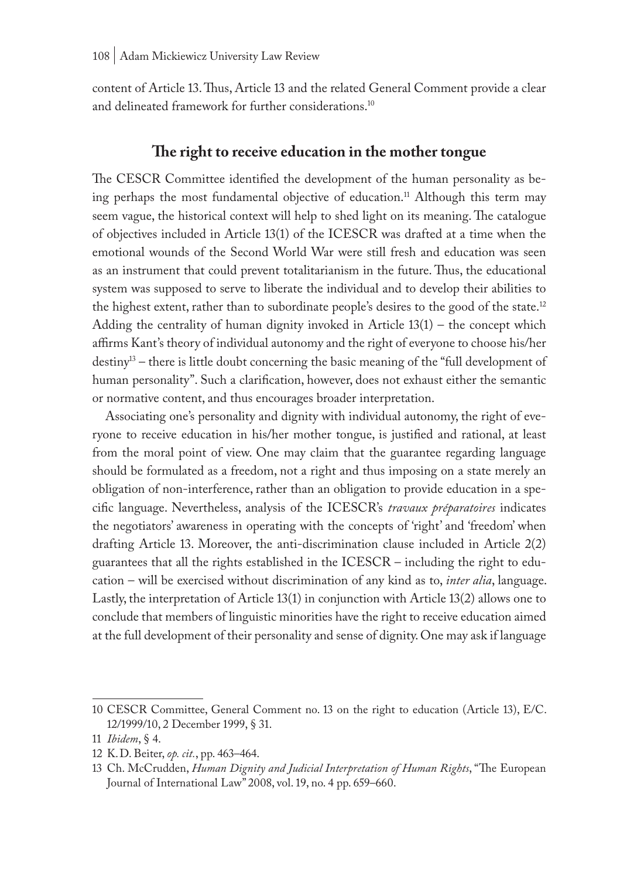content of Article 13. Thus, Article 13 and the related General Comment provide a clear and delineated framework for further considerations.[10]

## The right to receive education in the mother tongue

The CESCR Committee identified the development of the human personality as being perhaps the most fundamental objective of education.[11] Although this term may seem vague, the historical context will help to shed light on its meaning. The catalogue of objectives included in Article 13(1) of the ICESCR was drafted at a time when the emotional wounds of the Second World War were still fresh and education was seen as an instrument that could prevent totalitarianism in the future. Thus, the educational system was supposed to serve to liberate the individual and to develop their abilities to the highest extent, rather than to subordinate people's desires to the good of the state.[12] Adding the centrality of human dignity invoked in Article 13(1) – the concept which affirms Kant's theory of individual autonomy and the right of everyone to choose his/her destiny[13] – there is little doubt concerning the basic meaning of the "full development of human personality". Such a clarification, however, does not exhaust either the semantic or normative content, and thus encourages broader interpretation.

Associating one's personality and dignity with individual autonomy, the right of everyone to receive education in his/her mother tongue, is justified and rational, at least from the moral point of view. One may claim that the guarantee regarding language should be formulated as a freedom, not a right and thus imposing on a state merely an obligation of non-interference, rather than an obligation to provide education in a specific language. Nevertheless, analysis of the ICESCR's *travaux préparatoires* indicates the negotiators' awareness in operating with the concepts of 'right' and 'freedom' when drafting Article 13. Moreover, the anti-discrimination clause included in Article 2(2) guarantees that all the rights established in the ICESCR – including the right to education – will be exercised without discrimination of any kind as to, *inter alia*, language. Lastly, the interpretation of Article 13(1) in conjunction with Article 13(2) allows one to conclude that members of linguistic minorities have the right to receive education aimed at the full development of their personality and sense of dignity. One may ask if language

---

10 CESCR Committee, General Comment no. 13 on the right to education (Article 13), E/C. 12/1999/10, 2 December 1999, § 31.

11 *Ibidem*, § 4.

12 K. D. Beiter, *op. cit.*, pp. 463–464.

13 Ch. McCrudden, *Human Dignity and Judicial Interpretation of Human Rights*, "The European Journal of International Law" 2008, vol. 19, no. 4 pp. 659–660.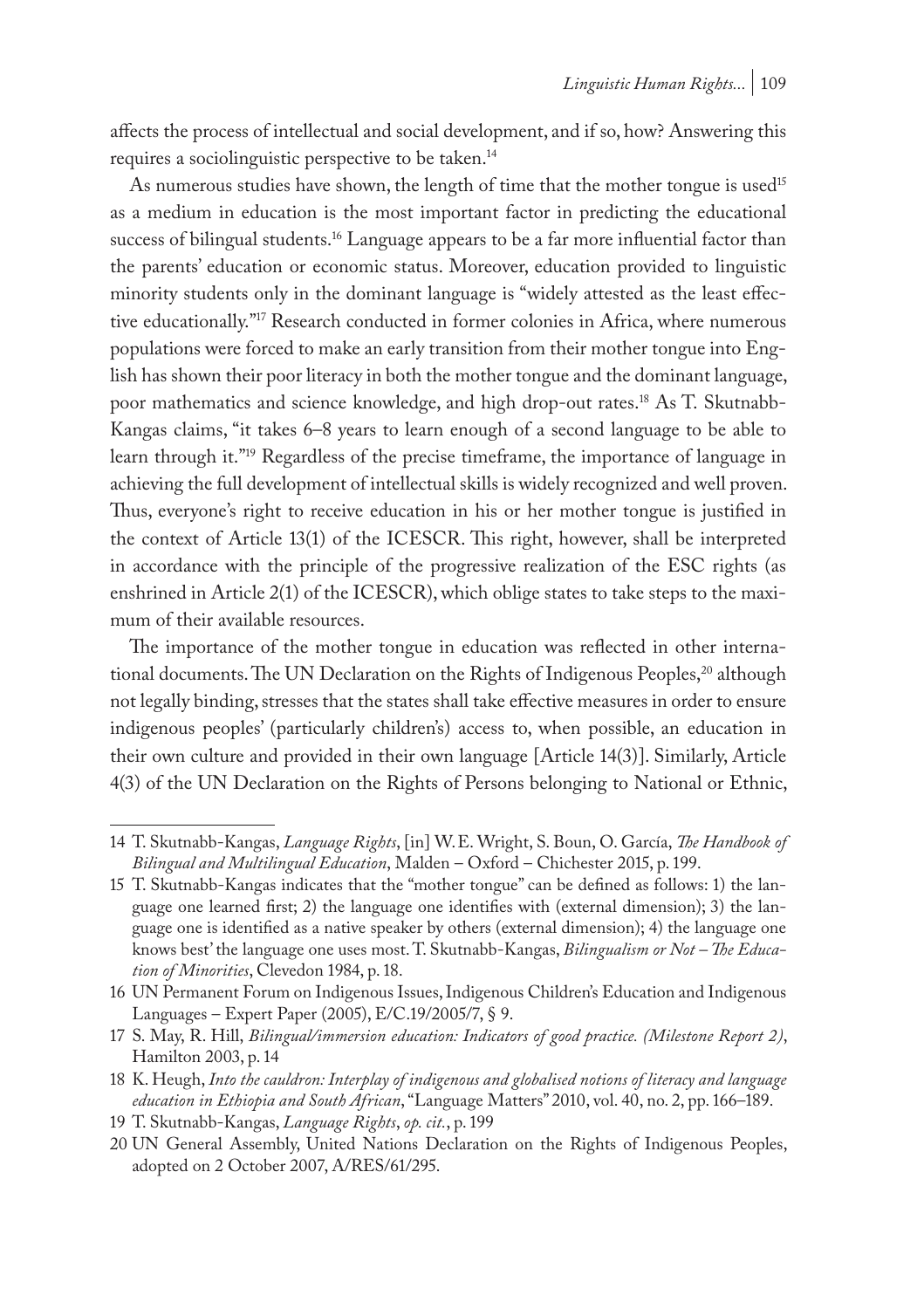affects the process of intellectual and social development, and if so, how? Answering this requires a sociolinguistic perspective to be taken.[14]

As numerous studies have shown, the length of time that the mother tongue is used[15] as a medium in education is the most important factor in predicting the educational success of bilingual students.[16] Language appears to be a far more influential factor than the parents' education or economic status. Moreover, education provided to linguistic minority students only in the dominant language is "widely attested as the least effective educationally."[17] Research conducted in former colonies in Africa, where numerous populations were forced to make an early transition from their mother tongue into English has shown their poor literacy in both the mother tongue and the dominant language, poor mathematics and science knowledge, and high drop-out rates.[18] As T. Skutnabb-Kangas claims, "it takes 6–8 years to learn enough of a second language to be able to learn through it."[19] Regardless of the precise timeframe, the importance of language in achieving the full development of intellectual skills is widely recognized and well proven. Thus, everyone's right to receive education in his or her mother tongue is justified in the context of Article 13(1) of the ICESCR. This right, however, shall be interpreted in accordance with the principle of the progressive realization of the ESC rights (as enshrined in Article 2(1) of the ICESCR), which oblige states to take steps to the maximum of their available resources.

The importance of the mother tongue in education was reflected in other international documents. The UN Declaration on the Rights of Indigenous Peoples,[20] although not legally binding, stresses that the states shall take effective measures in order to ensure indigenous peoples' (particularly children's) access to, when possible, an education in their own culture and provided in their own language [Article 14(3)]. Similarly, Article 4(3) of the UN Declaration on the Rights of Persons belonging to National or Ethnic,

---

14 T. Skutnabb-Kangas, *Language Rights*, [in] W. E. Wright, S. Boun, O. García, *The Handbook of Bilingual and Multilingual Education*, Malden – Oxford – Chichester 2015, p. 199.

15 T. Skutnabb-Kangas indicates that the "mother tongue" can be defined as follows: 1) the language one learned first; 2) the language one identifies with (external dimension); 3) the language one is identified as a native speaker by others (external dimension); 4) the language one knows best' the language one uses most. T. Skutnabb-Kangas, *Bilingualism or Not – The Education of Minorities*, Clevedon 1984, p. 18.

16 UN Permanent Forum on Indigenous Issues, Indigenous Children's Education and Indigenous Languages – Expert Paper (2005), E/C.19/2005/7, § 9.

17 S. May, R. Hill, *Bilingual/immersion education: Indicators of good practice. (Milestone Report 2)*, Hamilton 2003, p. 14

18 K. Heugh, *Into the cauldron: Interplay of indigenous and globalised notions of literacy and language education in Ethiopia and South African*, "Language Matters" 2010, vol. 40, no. 2, pp. 166–189.

19 T. Skutnabb-Kangas, *Language Rights*, *op. cit.*, p. 199

20 UN General Assembly, United Nations Declaration on the Rights of Indigenous Peoples, adopted on 2 October 2007, A/RES/61/295.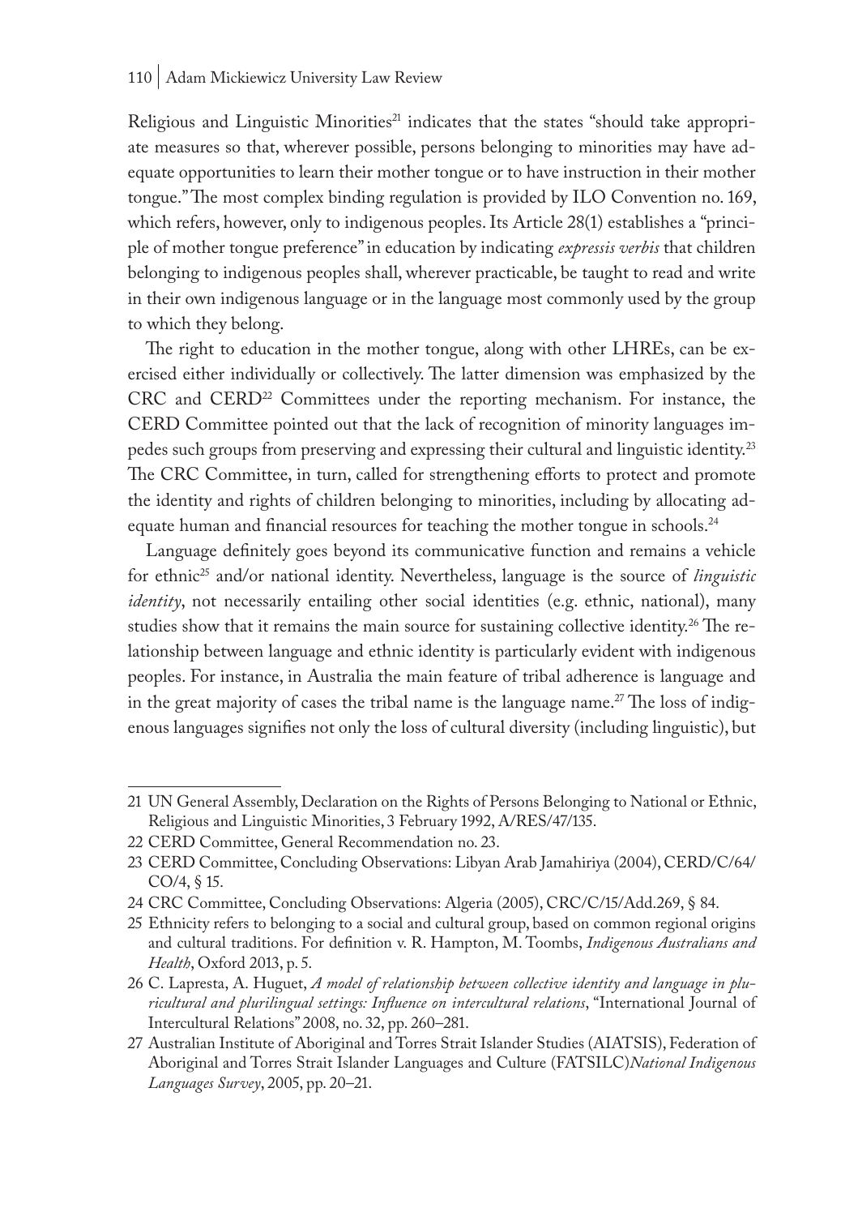Religious and Linguistic Minorities[21] indicates that the states "should take appropriate measures so that, wherever possible, persons belonging to minorities may have adequate opportunities to learn their mother tongue or to have instruction in their mother tongue." The most complex binding regulation is provided by ILO Convention no. 169, which refers, however, only to indigenous peoples. Its Article 28(1) establishes a "principle of mother tongue preference" in education by indicating *expressis verbis* that children belonging to indigenous peoples shall, wherever practicable, be taught to read and write in their own indigenous language or in the language most commonly used by the group to which they belong.

The right to education in the mother tongue, along with other LHREs, can be exercised either individually or collectively. The latter dimension was emphasized by the CRC and CERD[22] Committees under the reporting mechanism. For instance, the CERD Committee pointed out that the lack of recognition of minority languages impedes such groups from preserving and expressing their cultural and linguistic identity.[23] The CRC Committee, in turn, called for strengthening efforts to protect and promote the identity and rights of children belonging to minorities, including by allocating adequate human and financial resources for teaching the mother tongue in schools.[24]

Language definitely goes beyond its communicative function and remains a vehicle for ethnic[25] and/or national identity. Nevertheless, language is the source of *linguistic identity*, not necessarily entailing other social identities (e.g. ethnic, national), many studies show that it remains the main source for sustaining collective identity.[26] The relationship between language and ethnic identity is particularly evident with indigenous peoples. For instance, in Australia the main feature of tribal adherence is language and in the great majority of cases the tribal name is the language name.[27] The loss of indigenous languages signifies not only the loss of cultural diversity (including linguistic), but

---

21 UN General Assembly, Declaration on the Rights of Persons Belonging to National or Ethnic, Religious and Linguistic Minorities, 3 February 1992, A/RES/47/135.

22 CERD Committee, General Recommendation no. 23.

23 CERD Committee, Concluding Observations: Libyan Arab Jamahiriya (2004), CERD/C/64/CO/4, § 15.

24 CRC Committee, Concluding Observations: Algeria (2005), CRC/C/15/Add.269, § 84.

25 Ethnicity refers to belonging to a social and cultural group, based on common regional origins and cultural traditions. For definition v. R. Hampton, M. Toombs, *Indigenous Australians and Health*, Oxford 2013, p. 5.

26 C. Lapresta, A. Huguet, *A model of relationship between collective identity and language in pluricultural and plurilingual settings: Influence on intercultural relations*, "International Journal of Intercultural Relations" 2008, no. 32, pp. 260–281.

27 Australian Institute of Aboriginal and Torres Strait Islander Studies (AIATSIS), Federation of Aboriginal and Torres Strait Islander Languages and Culture (FATSILC)*National Indigenous Languages Survey*, 2005, pp. 20–21.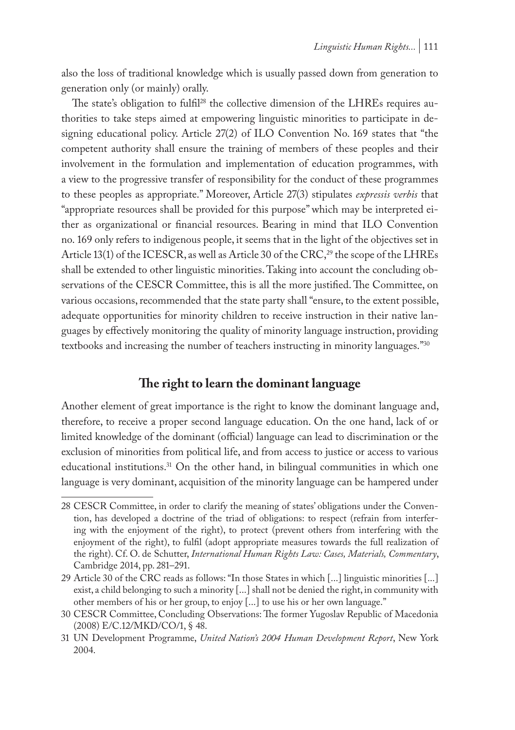also the loss of traditional knowledge which is usually passed down from generation to generation only (or mainly) orally.

The state's obligation to fulfil[28] the collective dimension of the LHREs requires authorities to take steps aimed at empowering linguistic minorities to participate in designing educational policy. Article 27(2) of ILO Convention No. 169 states that "the competent authority shall ensure the training of members of these peoples and their involvement in the formulation and implementation of education programmes, with a view to the progressive transfer of responsibility for the conduct of these programmes to these peoples as appropriate." Moreover, Article 27(3) stipulates *expressis verbis* that "appropriate resources shall be provided for this purpose" which may be interpreted either as organizational or financial resources. Bearing in mind that ILO Convention no. 169 only refers to indigenous people, it seems that in the light of the objectives set in Article 13(1) of the ICESCR, as well as Article 30 of the CRC,[29] the scope of the LHREs shall be extended to other linguistic minorities. Taking into account the concluding observations of the CESCR Committee, this is all the more justified. The Committee, on various occasions, recommended that the state party shall "ensure, to the extent possible, adequate opportunities for minority children to receive instruction in their native languages by effectively monitoring the quality of minority language instruction, providing textbooks and increasing the number of teachers instructing in minority languages."[30]

## The right to learn the dominant language

Another element of great importance is the right to know the dominant language and, therefore, to receive a proper second language education. On the one hand, lack of or limited knowledge of the dominant (official) language can lead to discrimination or the exclusion of minorities from political life, and from access to justice or access to various educational institutions.[31] On the other hand, in bilingual communities in which one language is very dominant, acquisition of the minority language can be hampered under

---

28 CESCR Committee, in order to clarify the meaning of states' obligations under the Convention, has developed a doctrine of the triad of obligations: to respect (refrain from interfering with the enjoyment of the right), to protect (prevent others from interfering with the enjoyment of the right), to fulfil (adopt appropriate measures towards the full realization of the right). Cf. O. de Schutter, *International Human Rights Law: Cases, Materials, Commentary*, Cambridge 2014, pp. 281–291.

29 Article 30 of the CRC reads as follows: "In those States in which [...] linguistic minorities [...] exist, a child belonging to such a minority [...] shall not be denied the right, in community with other members of his or her group, to enjoy [...] to use his or her own language."

30 CESCR Committee, Concluding Observations: The former Yugoslav Republic of Macedonia (2008) E/C.12/MKD/CO/1, § 48.

31 UN Development Programme, *United Nation's 2004 Human Development Report*, New York 2004.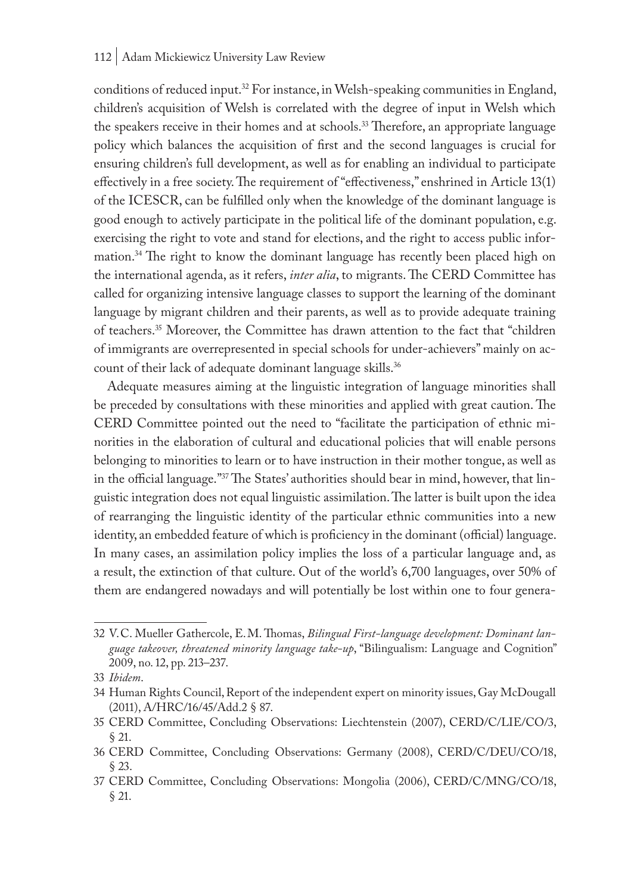conditions of reduced input.[32] For instance, in Welsh-speaking communities in England, children's acquisition of Welsh is correlated with the degree of input in Welsh which the speakers receive in their homes and at schools.[33] Therefore, an appropriate language policy which balances the acquisition of first and the second languages is crucial for ensuring children's full development, as well as for enabling an individual to participate effectively in a free society. The requirement of "effectiveness," enshrined in Article 13(1) of the ICESCR, can be fulfilled only when the knowledge of the dominant language is good enough to actively participate in the political life of the dominant population, e.g. exercising the right to vote and stand for elections, and the right to access public information.[34] The right to know the dominant language has recently been placed high on the international agenda, as it refers, *inter alia*, to migrants. The CERD Committee has called for organizing intensive language classes to support the learning of the dominant language by migrant children and their parents, as well as to provide adequate training of teachers.[35] Moreover, the Committee has drawn attention to the fact that "children of immigrants are overrepresented in special schools for under-achievers" mainly on account of their lack of adequate dominant language skills.[36]

Adequate measures aiming at the linguistic integration of language minorities shall be preceded by consultations with these minorities and applied with great caution. The CERD Committee pointed out the need to "facilitate the participation of ethnic minorities in the elaboration of cultural and educational policies that will enable persons belonging to minorities to learn or to have instruction in their mother tongue, as well as in the official language."[37] The States' authorities should bear in mind, however, that linguistic integration does not equal linguistic assimilation. The latter is built upon the idea of rearranging the linguistic identity of the particular ethnic communities into a new identity, an embedded feature of which is proficiency in the dominant (official) language. In many cases, an assimilation policy implies the loss of a particular language and, as a result, the extinction of that culture. Out of the world's 6,700 languages, over 50% of them are endangered nowadays and will potentially be lost within one to four genera-

---

32 V.C. Mueller Gathercole, E.M. Thomas, *Bilingual First-language development: Dominant language takeover, threatened minority language take-up*, "Bilingualism: Language and Cognition" 2009, no. 12, pp. 213–237.

33 *Ibidem*.

34 Human Rights Council, Report of the independent expert on minority issues, Gay McDougall (2011), A/HRC/16/45/Add.2 § 87.

35 CERD Committee, Concluding Observations: Liechtenstein (2007), CERD/C/LIE/CO/3, § 21.

36 CERD Committee, Concluding Observations: Germany (2008), CERD/C/DEU/CO/18, § 23.

37 CERD Committee, Concluding Observations: Mongolia (2006), CERD/C/MNG/CO/18, § 21.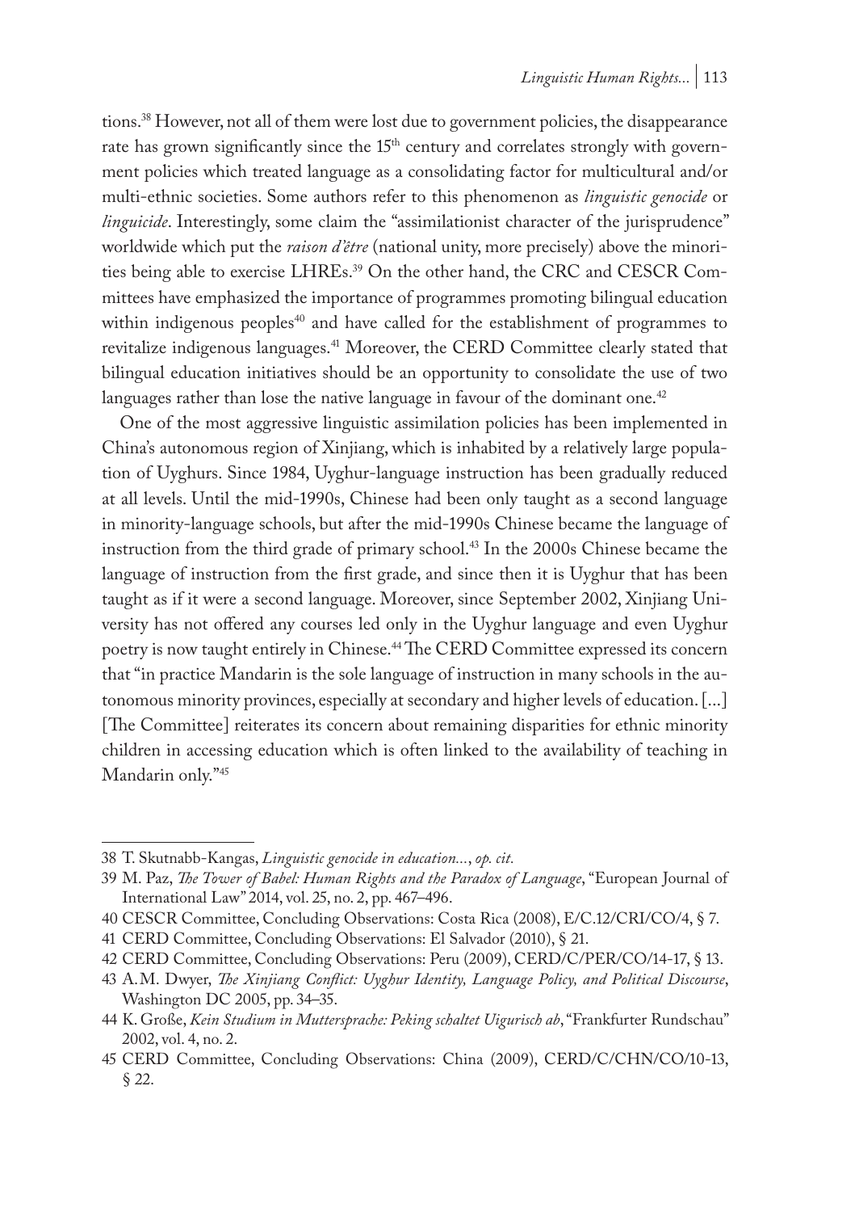tions.[38] However, not all of them were lost due to government policies, the disappearance rate has grown significantly since the 15th century and correlates strongly with government policies which treated language as a consolidating factor for multicultural and/or multi-ethnic societies. Some authors refer to this phenomenon as *linguistic genocide* or *linguicide*. Interestingly, some claim the "assimilationist character of the jurisprudence" worldwide which put the *raison d'être* (national unity, more precisely) above the minorities being able to exercise LHREs.[39] On the other hand, the CRC and CESCR Committees have emphasized the importance of programmes promoting bilingual education within indigenous peoples[40] and have called for the establishment of programmes to revitalize indigenous languages.[41] Moreover, the CERD Committee clearly stated that bilingual education initiatives should be an opportunity to consolidate the use of two languages rather than lose the native language in favour of the dominant one.[42]

One of the most aggressive linguistic assimilation policies has been implemented in China's autonomous region of Xinjiang, which is inhabited by a relatively large population of Uyghurs. Since 1984, Uyghur-language instruction has been gradually reduced at all levels. Until the mid-1990s, Chinese had been only taught as a second language in minority-language schools, but after the mid-1990s Chinese became the language of instruction from the third grade of primary school.[43] In the 2000s Chinese became the language of instruction from the first grade, and since then it is Uyghur that has been taught as if it were a second language. Moreover, since September 2002, Xinjiang University has not offered any courses led only in the Uyghur language and even Uyghur poetry is now taught entirely in Chinese.[44] The CERD Committee expressed its concern that "in practice Mandarin is the sole language of instruction in many schools in the autonomous minority provinces, especially at secondary and higher levels of education. [...] [The Committee] reiterates its concern about remaining disparities for ethnic minority children in accessing education which is often linked to the availability of teaching in Mandarin only."[45]

---

38 T. Skutnabb-Kangas, *Linguistic genocide in education...*, *op. cit.*

39 M. Paz, *The Tower of Babel: Human Rights and the Paradox of Language*, "European Journal of International Law" 2014, vol. 25, no. 2, pp. 467–496.

40 CESCR Committee, Concluding Observations: Costa Rica (2008), E/C.12/CRI/CO/4, § 7.

41 CERD Committee, Concluding Observations: El Salvador (2010), § 21.

42 CERD Committee, Concluding Observations: Peru (2009), CERD/C/PER/CO/14-17, § 13.

43 A.M. Dwyer, *The Xinjiang Conflict: Uyghur Identity, Language Policy, and Political Discourse*, Washington DC 2005, pp. 34–35.

44 K. Große, *Kein Studium in Muttersprache: Peking schaltet Uigurisch ab*, "Frankfurter Rundschau" 2002, vol. 4, no. 2.

45 CERD Committee, Concluding Observations: China (2009), CERD/C/CHN/CO/10-13, § 22.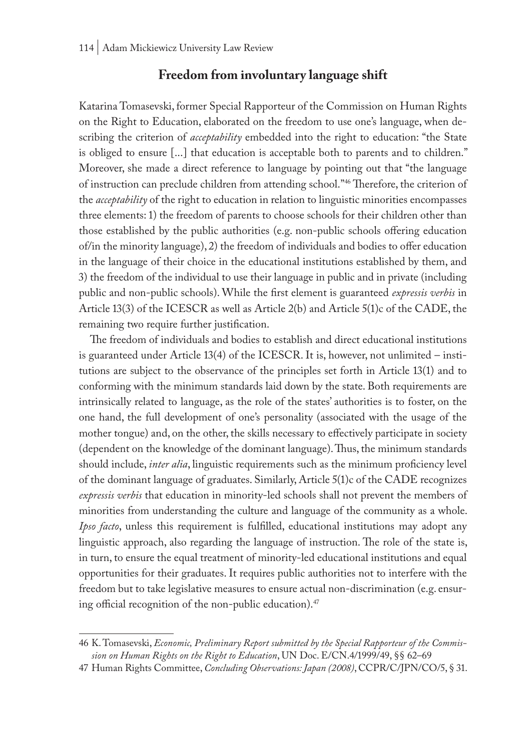## Freedom from involuntary language shift

Katarina Tomasevski, former Special Rapporteur of the Commission on Human Rights on the Right to Education, elaborated on the freedom to use one's language, when describing the criterion of *acceptability* embedded into the right to education: "the State is obliged to ensure [...] that education is acceptable both to parents and to children." Moreover, she made a direct reference to language by pointing out that "the language of instruction can preclude children from attending school."[46] Therefore, the criterion of the *acceptability* of the right to education in relation to linguistic minorities encompasses three elements: 1) the freedom of parents to choose schools for their children other than those established by the public authorities (e.g. non-public schools offering education of/in the minority language), 2) the freedom of individuals and bodies to offer education in the language of their choice in the educational institutions established by them, and 3) the freedom of the individual to use their language in public and in private (including public and non-public schools). While the first element is guaranteed *expressis verbis* in Article 13(3) of the ICESCR as well as Article 2(b) and Article 5(1)c of the CADE, the remaining two require further justification.

The freedom of individuals and bodies to establish and direct educational institutions is guaranteed under Article 13(4) of the ICESCR. It is, however, not unlimited – institutions are subject to the observance of the principles set forth in Article 13(1) and to conforming with the minimum standards laid down by the state. Both requirements are intrinsically related to language, as the role of the states' authorities is to foster, on the one hand, the full development of one's personality (associated with the usage of the mother tongue) and, on the other, the skills necessary to effectively participate in society (dependent on the knowledge of the dominant language). Thus, the minimum standards should include, *inter alia*, linguistic requirements such as the minimum proficiency level of the dominant language of graduates. Similarly, Article 5(1)c of the CADE recognizes *expressis verbis* that education in minority-led schools shall not prevent the members of minorities from understanding the culture and language of the community as a whole. *Ipso facto*, unless this requirement is fulfilled, educational institutions may adopt any linguistic approach, also regarding the language of instruction. The role of the state is, in turn, to ensure the equal treatment of minority-led educational institutions and equal opportunities for their graduates. It requires public authorities not to interfere with the freedom but to take legislative measures to ensure actual non-discrimination (e.g. ensuring official recognition of the non-public education).[47]

---

46 K. Tomasevski, *Economic, Preliminary Report submitted by the Special Rapporteur of the Commission on Human Rights on the Right to Education*, UN Doc. E/CN.4/1999/49, §§ 62–69

47 Human Rights Committee, *Concluding Observations: Japan (2008)*, CCPR/C/JPN/CO/5, § 31.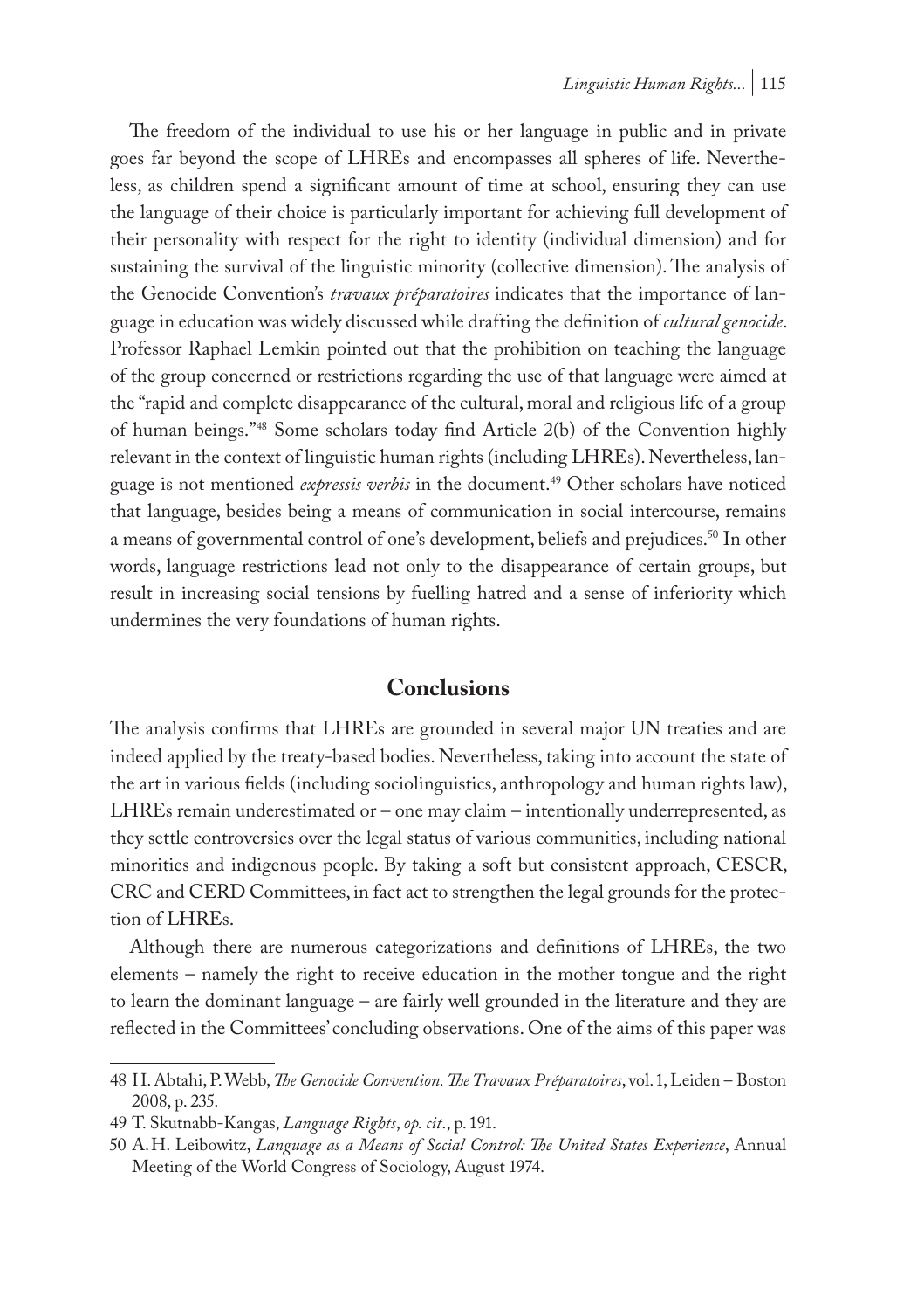The freedom of the individual to use his or her language in public and in private goes far beyond the scope of LHREs and encompasses all spheres of life. Nevertheless, as children spend a significant amount of time at school, ensuring they can use the language of their choice is particularly important for achieving full development of their personality with respect for the right to identity (individual dimension) and for sustaining the survival of the linguistic minority (collective dimension). The analysis of the Genocide Convention's *travaux préparatoires* indicates that the importance of language in education was widely discussed while drafting the definition of *cultural genocide*. Professor Raphael Lemkin pointed out that the prohibition on teaching the language of the group concerned or restrictions regarding the use of that language were aimed at the "rapid and complete disappearance of the cultural, moral and religious life of a group of human beings."[48] Some scholars today find Article 2(b) of the Convention highly relevant in the context of linguistic human rights (including LHREs). Nevertheless, language is not mentioned *expressis verbis* in the document.[49] Other scholars have noticed that language, besides being a means of communication in social intercourse, remains a means of governmental control of one's development, beliefs and prejudices.[50] In other words, language restrictions lead not only to the disappearance of certain groups, but result in increasing social tensions by fuelling hatred and a sense of inferiority which undermines the very foundations of human rights.

## Conclusions

The analysis confirms that LHREs are grounded in several major UN treaties and are indeed applied by the treaty-based bodies. Nevertheless, taking into account the state of the art in various fields (including sociolinguistics, anthropology and human rights law), LHREs remain underestimated or – one may claim – intentionally underrepresented, as they settle controversies over the legal status of various communities, including national minorities and indigenous people. By taking a soft but consistent approach, CESCR, CRC and CERD Committees, in fact act to strengthen the legal grounds for the protection of LHREs.

Although there are numerous categorizations and definitions of LHREs, the two elements – namely the right to receive education in the mother tongue and the right to learn the dominant language – are fairly well grounded in the literature and they are reflected in the Committees' concluding observations. One of the aims of this paper was

48 H. Abtahi, P. Webb, *The Genocide Convention. The Travaux Préparatoires*, vol. 1, Leiden – Boston 2008, p. 235.

49 T. Skutnabb-Kangas, *Language Rights*, *op. cit.*, p. 191.

50 A.H. Leibowitz, *Language as a Means of Social Control: The United States Experience*, Annual Meeting of the World Congress of Sociology, August 1974.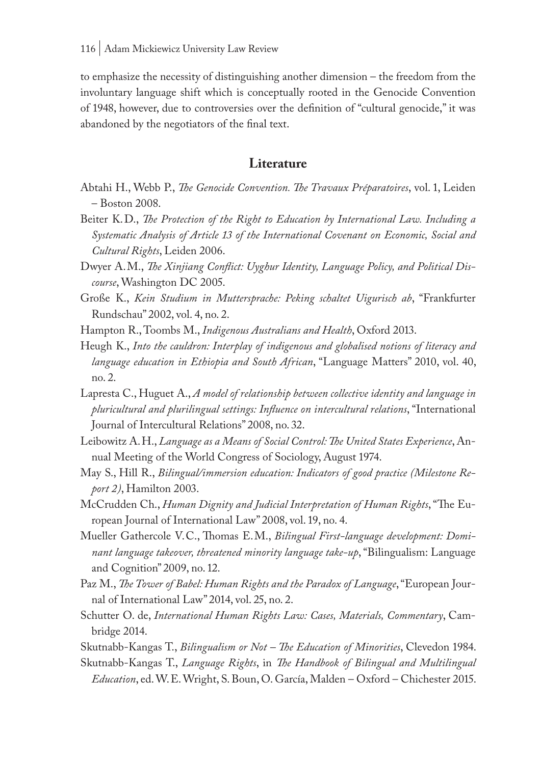to emphasize the necessity of distinguishing another dimension – the freedom from the involuntary language shift which is conceptually rooted in the Genocide Convention of 1948, however, due to controversies over the definition of "cultural genocide," it was abandoned by the negotiators of the final text.

## Literature

Abtahi H., Webb P., *The Genocide Convention. The Travaux Préparatoires*, vol. 1, Leiden – Boston 2008.

Beiter K.D., *The Protection of the Right to Education by International Law. Including a Systematic Analysis of Article 13 of the International Covenant on Economic, Social and Cultural Rights*, Leiden 2006.

Dwyer A.M., *The Xinjiang Conflict: Uyghur Identity, Language Policy, and Political Discourse*, Washington DC 2005.

Große K., *Kein Studium in Muttersprache: Peking schaltet Uigurisch ab*, "Frankfurter Rundschau" 2002, vol. 4, no. 2.

Hampton R., Toombs M., *Indigenous Australians and Health*, Oxford 2013.

Heugh K., *Into the cauldron: Interplay of indigenous and globalised notions of literacy and language education in Ethiopia and South African*, "Language Matters" 2010, vol. 40, no. 2.

Lapresta C., Huguet A., *A model of relationship between collective identity and language in pluricultural and plurilingual settings: Influence on intercultural relations*, "International Journal of Intercultural Relations" 2008, no. 32.

Leibowitz A.H., *Language as a Means of Social Control: The United States Experience*, Annual Meeting of the World Congress of Sociology, August 1974.

May S., Hill R., *Bilingual/immersion education: Indicators of good practice (Milestone Report 2)*, Hamilton 2003.

McCrudden Ch., *Human Dignity and Judicial Interpretation of Human Rights*, "The European Journal of International Law" 2008, vol. 19, no. 4.

Mueller Gathercole V.C., Thomas E.M., *Bilingual First-language development: Dominant language takeover, threatened minority language take-up*, "Bilingualism: Language and Cognition" 2009, no. 12.

Paz M., *The Tower of Babel: Human Rights and the Paradox of Language*, "European Journal of International Law" 2014, vol. 25, no. 2.

Schutter O. de, *International Human Rights Law: Cases, Materials, Commentary*, Cambridge 2014.

Skutnabb-Kangas T., *Bilingualism or Not – The Education of Minorities*, Clevedon 1984.

Skutnabb-Kangas T., *Language Rights*, in *The Handbook of Bilingual and Multilingual Education*, ed. W.E. Wright, S. Boun, O. García, Malden – Oxford – Chichester 2015.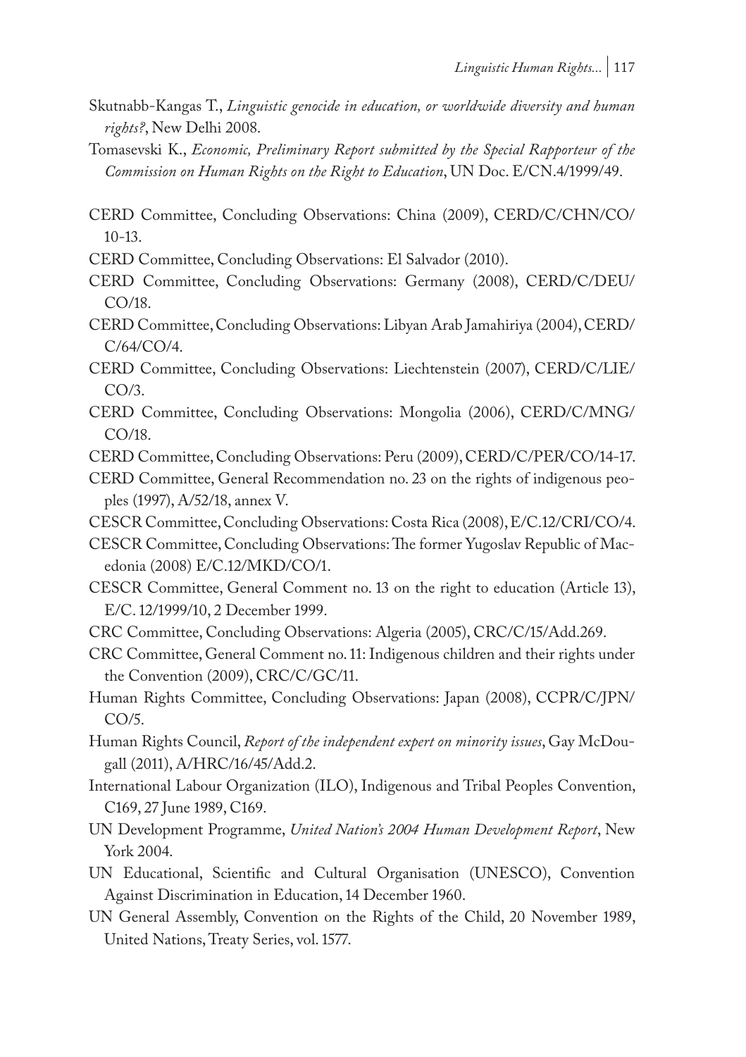Skutnabb-Kangas T., *Linguistic genocide in education, or worldwide diversity and human rights?*, New Delhi 2008.

Tomasevski K., *Economic, Preliminary Report submitted by the Special Rapporteur of the Commission on Human Rights on the Right to Education*, UN Doc. E/CN.4/1999/49.

CERD Committee, Concluding Observations: China (2009), CERD/C/CHN/CO/10-13.

CERD Committee, Concluding Observations: El Salvador (2010).

CERD Committee, Concluding Observations: Germany (2008), CERD/C/DEU/CO/18.

CERD Committee, Concluding Observations: Libyan Arab Jamahiriya (2004), CERD/C/64/CO/4.

CERD Committee, Concluding Observations: Liechtenstein (2007), CERD/C/LIE/CO/3.

CERD Committee, Concluding Observations: Mongolia (2006), CERD/C/MNG/CO/18.

CERD Committee, Concluding Observations: Peru (2009), CERD/C/PER/CO/14-17.

CERD Committee, General Recommendation no. 23 on the rights of indigenous peoples (1997), A/52/18, annex V.

CESCR Committee, Concluding Observations: Costa Rica (2008), E/C.12/CRI/CO/4.

CESCR Committee, Concluding Observations: The former Yugoslav Republic of Macedonia (2008) E/C.12/MKD/CO/1.

CESCR Committee, General Comment no. 13 on the right to education (Article 13), E/C. 12/1999/10, 2 December 1999.

CRC Committee, Concluding Observations: Algeria (2005), CRC/C/15/Add.269.

CRC Committee, General Comment no. 11: Indigenous children and their rights under the Convention (2009), CRC/C/GC/11.

Human Rights Committee, Concluding Observations: Japan (2008), CCPR/C/JPN/CO/5.

Human Rights Council, *Report of the independent expert on minority issues*, Gay McDougall (2011), A/HRC/16/45/Add.2.

International Labour Organization (ILO), Indigenous and Tribal Peoples Convention, C169, 27 June 1989, C169.

UN Development Programme, *United Nation's 2004 Human Development Report*, New York 2004.

UN Educational, Scientific and Cultural Organisation (UNESCO), Convention Against Discrimination in Education, 14 December 1960.

UN General Assembly, Convention on the Rights of the Child, 20 November 1989, United Nations, Treaty Series, vol. 1577.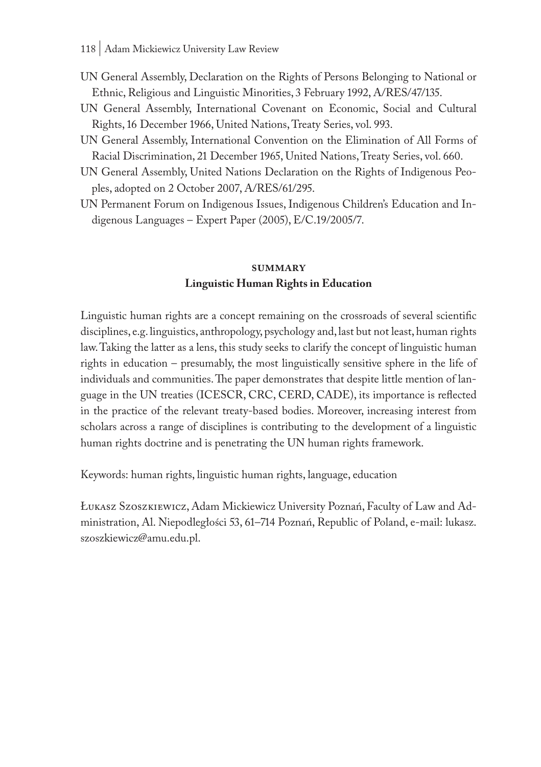UN General Assembly, Declaration on the Rights of Persons Belonging to National or Ethnic, Religious and Linguistic Minorities, 3 February 1992, A/RES/47/135.

UN General Assembly, International Covenant on Economic, Social and Cultural Rights, 16 December 1966, United Nations, Treaty Series, vol. 993.

UN General Assembly, International Convention on the Elimination of All Forms of Racial Discrimination, 21 December 1965, United Nations, Treaty Series, vol. 660.

UN General Assembly, United Nations Declaration on the Rights of Indigenous Peoples, adopted on 2 October 2007, A/RES/61/295.

UN Permanent Forum on Indigenous Issues, Indigenous Children's Education and Indigenous Languages – Expert Paper (2005), E/C.19/2005/7.

## SUMMARY

### Linguistic Human Rights in Education

Linguistic human rights are a concept remaining on the crossroads of several scientific disciplines, e.g. linguistics, anthropology, psychology and, last but not least, human rights law. Taking the latter as a lens, this study seeks to clarify the concept of linguistic human rights in education – presumably, the most linguistically sensitive sphere in the life of individuals and communities. The paper demonstrates that despite little mention of language in the UN treaties (ICESCR, CRC, CERD, CADE), its importance is reflected in the practice of the relevant treaty-based bodies. Moreover, increasing interest from scholars across a range of disciplines is contributing to the development of a linguistic human rights doctrine and is penetrating the UN human rights framework.

Keywords: human rights, linguistic human rights, language, education

Łukasz Szoszkiewicz, Adam Mickiewicz University Poznań, Faculty of Law and Administration, Al. Niepodległości 53, 61–714 Poznań, Republic of Poland, e-mail: lukasz.szoszkiewicz@amu.edu.pl.